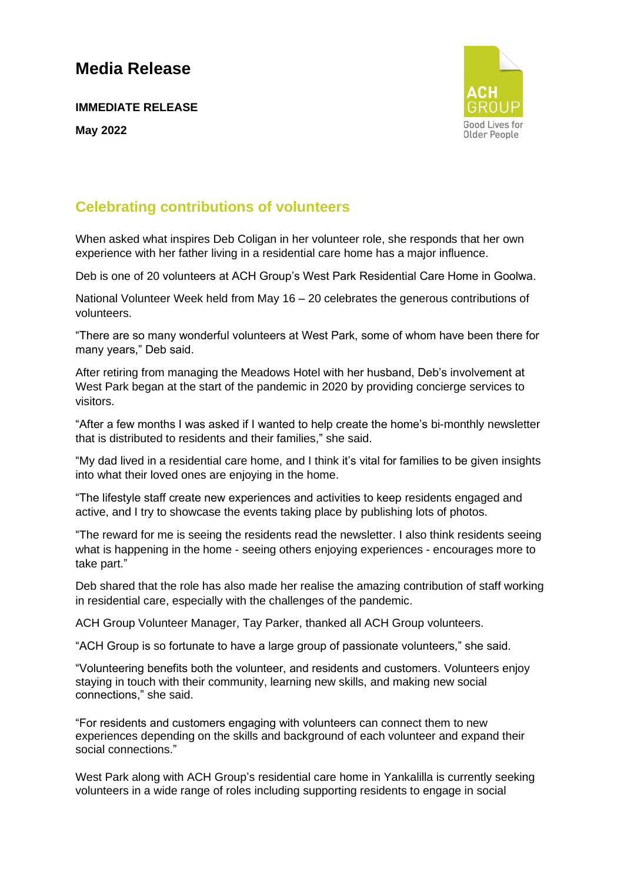# Media Release

**IMMEDIATE RELEASE**

**May 2022**

ACH GROUP
Good Lives for Older People

## Celebrating contributions of volunteers

When asked what inspires Deb Coligan in her volunteer role, she responds that her own experience with her father living in a residential care home has a major influence.

Deb is one of 20 volunteers at ACH Group's West Park Residential Care Home in Goolwa.

National Volunteer Week held from May 16 – 20 celebrates the generous contributions of volunteers.

"There are so many wonderful volunteers at West Park, some of whom have been there for many years," Deb said.

After retiring from managing the Meadows Hotel with her husband, Deb's involvement at West Park began at the start of the pandemic in 2020 by providing concierge services to visitors.

"After a few months I was asked if I wanted to help create the home's bi-monthly newsletter that is distributed to residents and their families," she said.

"My dad lived in a residential care home, and I think it's vital for families to be given insights into what their loved ones are enjoying in the home.

"The lifestyle staff create new experiences and activities to keep residents engaged and active, and I try to showcase the events taking place by publishing lots of photos.

"The reward for me is seeing the residents read the newsletter. I also think residents seeing what is happening in the home - seeing others enjoying experiences - encourages more to take part."

Deb shared that the role has also made her realise the amazing contribution of staff working in residential care, especially with the challenges of the pandemic.

ACH Group Volunteer Manager, Tay Parker, thanked all ACH Group volunteers.

"ACH Group is so fortunate to have a large group of passionate volunteers," she said.

"Volunteering benefits both the volunteer, and residents and customers. Volunteers enjoy staying in touch with their community, learning new skills, and making new social connections," she said.

"For residents and customers engaging with volunteers can connect them to new experiences depending on the skills and background of each volunteer and expand their social connections."

West Park along with ACH Group's residential care home in Yankalilla is currently seeking volunteers in a wide range of roles including supporting residents to engage in social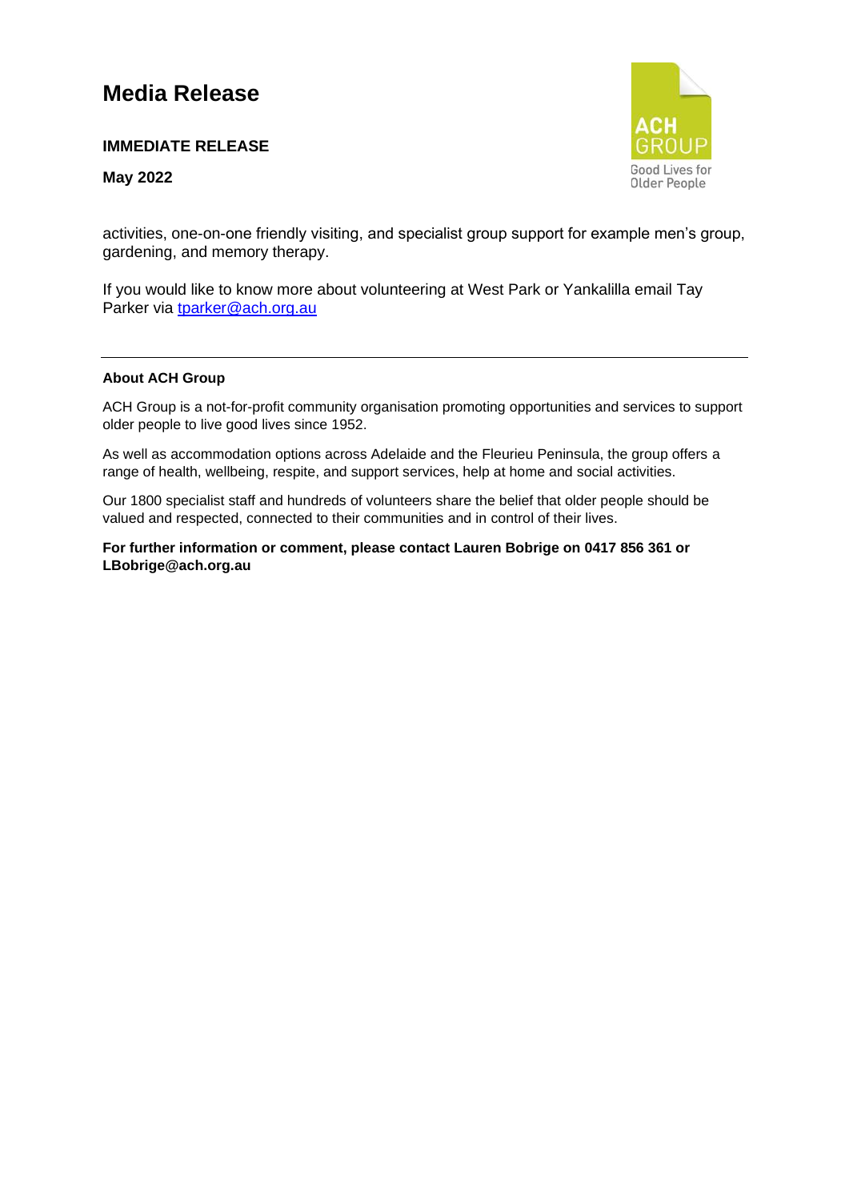# Media Release

**IMMEDIATE RELEASE**

**May 2022**

activities, one-on-one friendly visiting, and specialist group support for example men's group, gardening, and memory therapy.

If you would like to know more about volunteering at West Park or Yankalilla email Tay Parker via tparker@ach.org.au

---

**About ACH Group**

ACH Group is a not-for-profit community organisation promoting opportunities and services to support older people to live good lives since 1952.

As well as accommodation options across Adelaide and the Fleurieu Peninsula, the group offers a range of health, wellbeing, respite, and support services, help at home and social activities.

Our 1800 specialist staff and hundreds of volunteers share the belief that older people should be valued and respected, connected to their communities and in control of their lives.

**For further information or comment, please contact Lauren Bobrige on 0417 856 361 or LBobrige@ach.org.au**